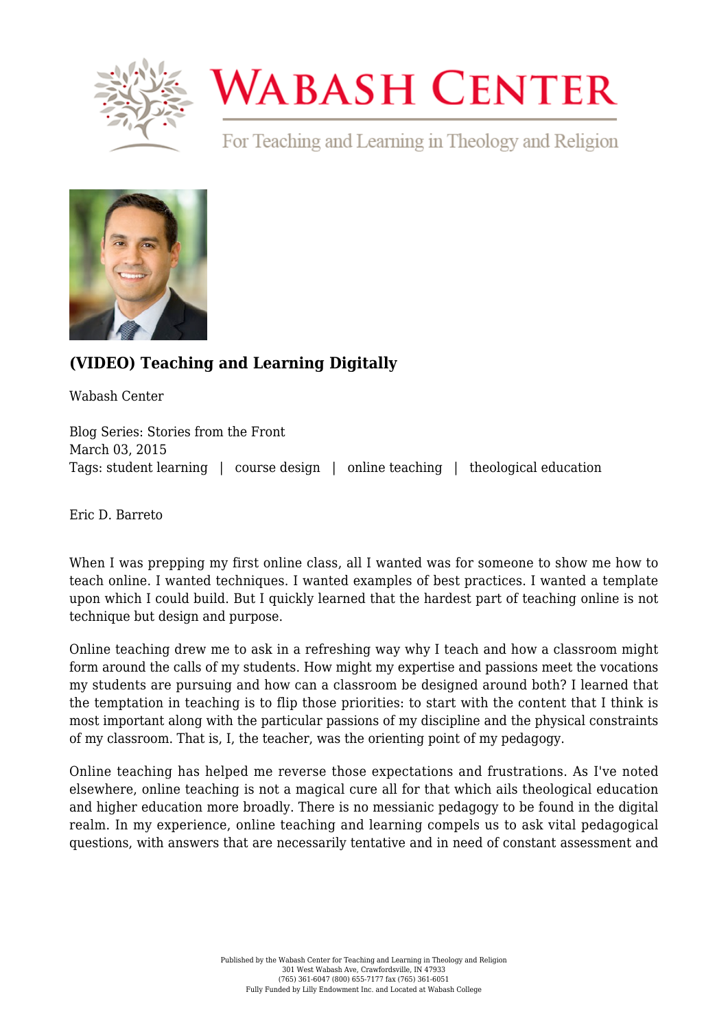# (VIDEO) Teaching and Learning Digitally

Wabash Center

Blog Series: Stories from the Front
March 03, 2015
Tags: student learning | course design | online teaching | theological education

Eric D. Barreto

When I was prepping my first online class, all I wanted was for someone to show me how to teach online. I wanted techniques. I wanted examples of best practices. I wanted a template upon which I could build. But I quickly learned that the hardest part of teaching online is not technique but design and purpose.

Online teaching drew me to ask in a refreshing way why I teach and how a classroom might form around the calls of my students. How might my expertise and passions meet the vocations my students are pursuing and how can a classroom be designed around both? I learned that the temptation in teaching is to flip those priorities: to start with the content that I think is most important along with the particular passions of my discipline and the physical constraints of my classroom. That is, I, the teacher, was the orienting point of my pedagogy.

Online teaching has helped me reverse those expectations and frustrations. As I've noted elsewhere, online teaching is not a magical cure all for that which ails theological education and higher education more broadly. There is no messianic pedagogy to be found in the digital realm. In my experience, online teaching and learning compels us to ask vital pedagogical questions, with answers that are necessarily tentative and in need of constant assessment and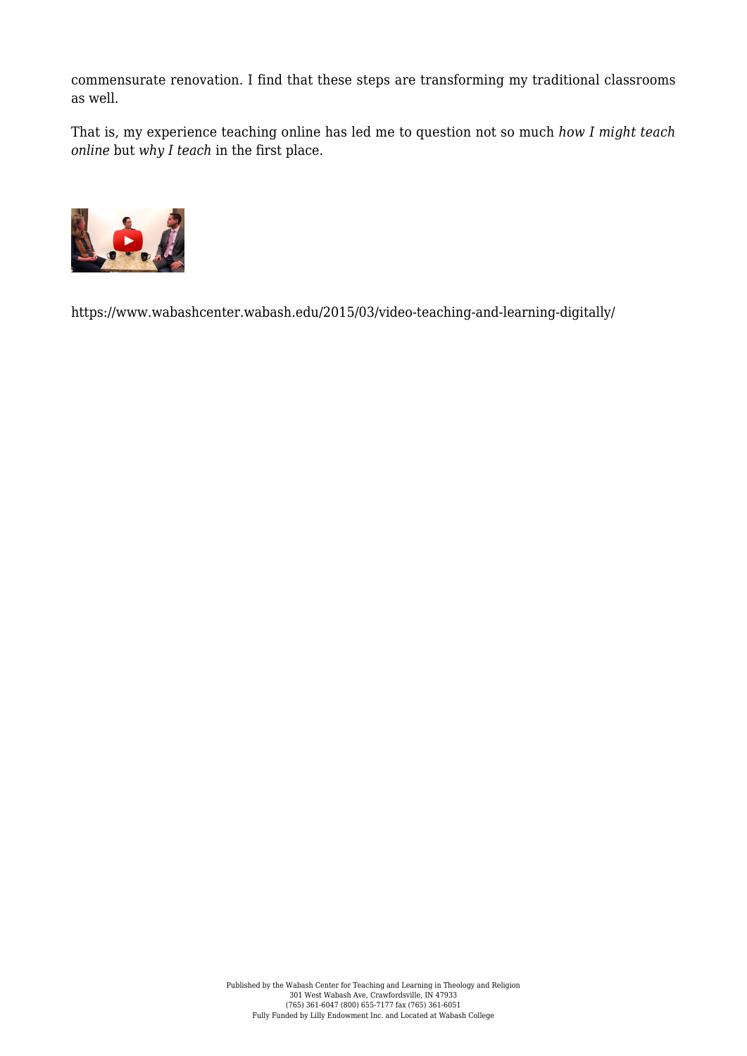commensurate renovation. I find that these steps are transforming my traditional classrooms as well.

That is, my experience teaching online has led me to question not so much *how I might teach online* but *why I teach* in the first place.

https://www.wabashcenter.wabash.edu/2015/03/video-teaching-and-learning-digitally/